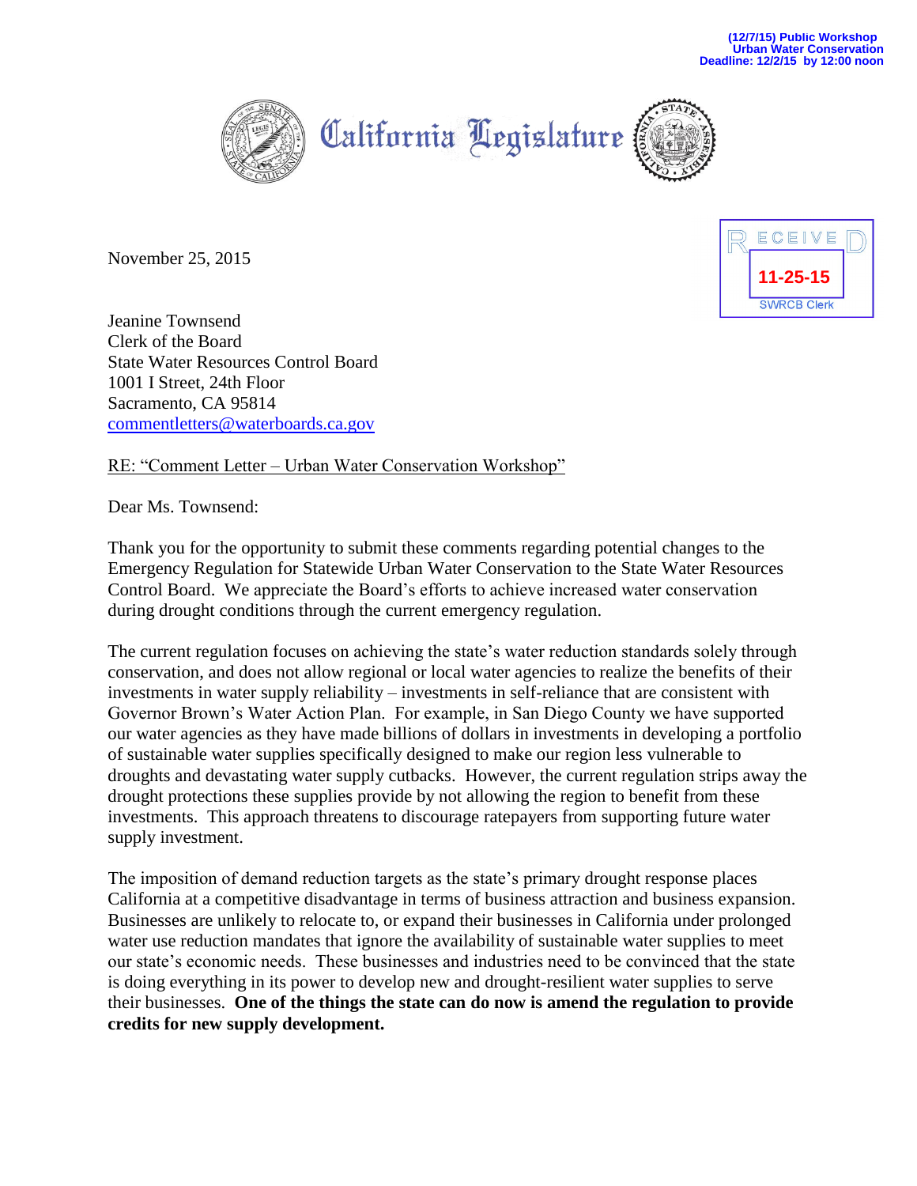(12/7/15) Public Workshop
Urban Water Conservation
Deadline: 12/2/15 by 12:00 noon

California Legislature

RECEIVED
11-25-15
SWRCB Clerk

November 25, 2015

Jeanine Townsend
Clerk of the Board
State Water Resources Control Board
1001 I Street, 24th Floor
Sacramento, CA 95814
commentletters@waterboards.ca.gov

RE: "Comment Letter – Urban Water Conservation Workshop"

Dear Ms. Townsend:

Thank you for the opportunity to submit these comments regarding potential changes to the Emergency Regulation for Statewide Urban Water Conservation to the State Water Resources Control Board. We appreciate the Board's efforts to achieve increased water conservation during drought conditions through the current emergency regulation.

The current regulation focuses on achieving the state's water reduction standards solely through conservation, and does not allow regional or local water agencies to realize the benefits of their investments in water supply reliability – investments in self-reliance that are consistent with Governor Brown's Water Action Plan. For example, in San Diego County we have supported our water agencies as they have made billions of dollars in investments in developing a portfolio of sustainable water supplies specifically designed to make our region less vulnerable to droughts and devastating water supply cutbacks. However, the current regulation strips away the drought protections these supplies provide by not allowing the region to benefit from these investments. This approach threatens to discourage ratepayers from supporting future water supply investment.

The imposition of demand reduction targets as the state's primary drought response places California at a competitive disadvantage in terms of business attraction and business expansion. Businesses are unlikely to relocate to, or expand their businesses in California under prolonged water use reduction mandates that ignore the availability of sustainable water supplies to meet our state's economic needs. These businesses and industries need to be convinced that the state is doing everything in its power to develop new and drought-resilient water supplies to serve their businesses. **One of the things the state can do now is amend the regulation to provide credits for new supply development.**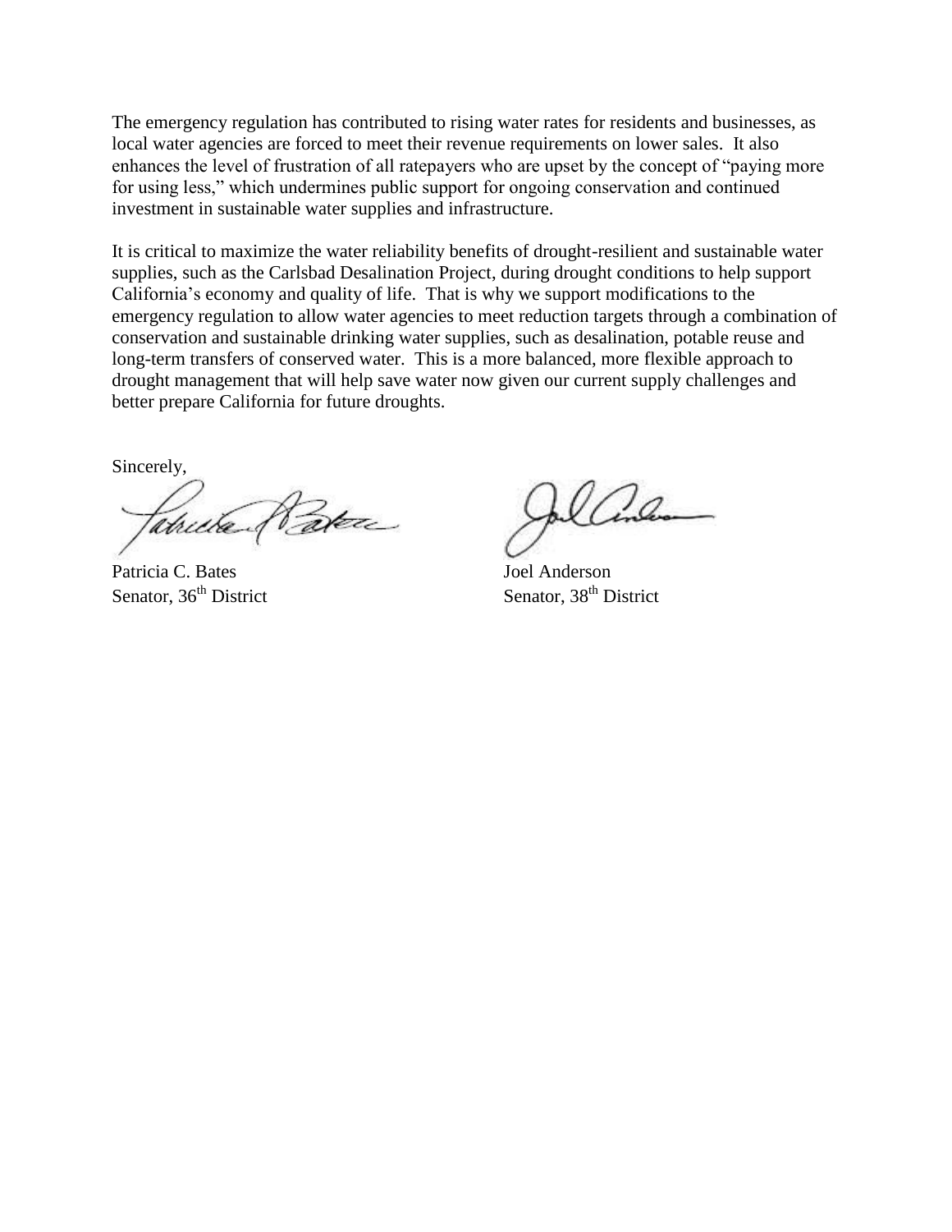The emergency regulation has contributed to rising water rates for residents and businesses, as local water agencies are forced to meet their revenue requirements on lower sales. It also enhances the level of frustration of all ratepayers who are upset by the concept of "paying more for using less," which undermines public support for ongoing conservation and continued investment in sustainable water supplies and infrastructure.

It is critical to maximize the water reliability benefits of drought-resilient and sustainable water supplies, such as the Carlsbad Desalination Project, during drought conditions to help support California's economy and quality of life. That is why we support modifications to the emergency regulation to allow water agencies to meet reduction targets through a combination of conservation and sustainable drinking water supplies, such as desalination, potable reuse and long-term transfers of conserved water. This is a more balanced, more flexible approach to drought management that will help save water now given our current supply challenges and better prepare California for future droughts.

Sincerely,

Patricia C. Bates
Senator, 36th District

Joel Anderson
Senator, 38th District